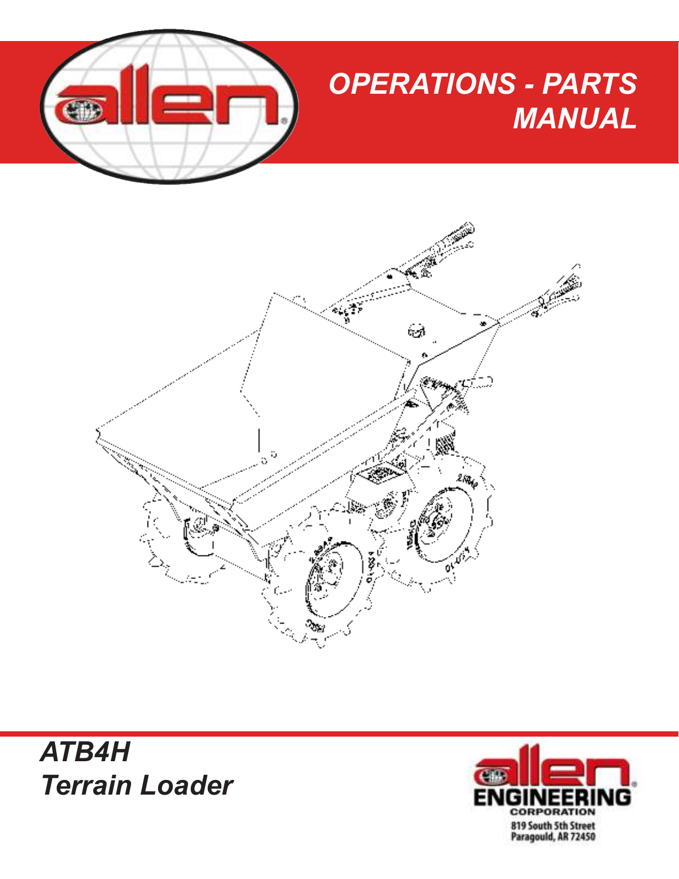# OPERATIONS - PARTS MANUAL

## ATB4H
## Terrain Loader

ENGINEERING CORPORATION
819 South 5th Street
Paragould, AR 72450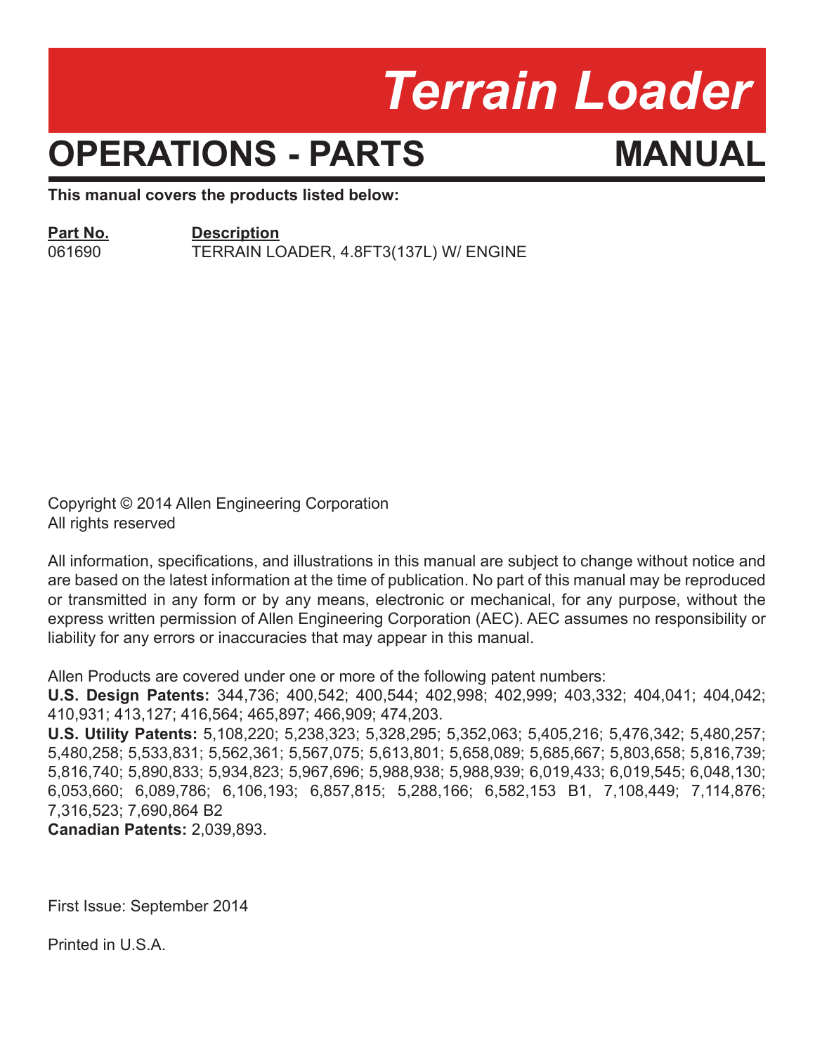# Terrain Loader

# OPERATIONS - PARTS MANUAL

**This manual covers the products listed below:**

| Part No. | Description |
|---|---|
| 061690 | TERRAIN LOADER, 4.8FT3(137L) W/ ENGINE |

Copyright © 2014 Allen Engineering Corporation
All rights reserved

All information, specifications, and illustrations in this manual are subject to change without notice and are based on the latest information at the time of publication. No part of this manual may be reproduced or transmitted in any form or by any means, electronic or mechanical, for any purpose, without the express written permission of Allen Engineering Corporation (AEC). AEC assumes no responsibility or liability for any errors or inaccuracies that may appear in this manual.

Allen Products are covered under one or more of the following patent numbers:
**U.S. Design Patents:** 344,736; 400,542; 400,544; 402,998; 402,999; 403,332; 404,041; 404,042; 410,931; 413,127; 416,564; 465,897; 466,909; 474,203.
**U.S. Utility Patents:** 5,108,220; 5,238,323; 5,328,295; 5,352,063; 5,405,216; 5,476,342; 5,480,257; 5,480,258; 5,533,831; 5,562,361; 5,567,075; 5,613,801; 5,658,089; 5,685,667; 5,803,658; 5,816,739; 5,816,740; 5,890,833; 5,934,823; 5,967,696; 5,988,938; 5,988,939; 6,019,433; 6,019,545; 6,048,130; 6,053,660; 6,089,786; 6,106,193; 6,857,815; 5,288,166; 6,582,153 B1, 7,108,449; 7,114,876; 7,316,523; 7,690,864 B2
**Canadian Patents:** 2,039,893.

First Issue: September 2014

Printed in U.S.A.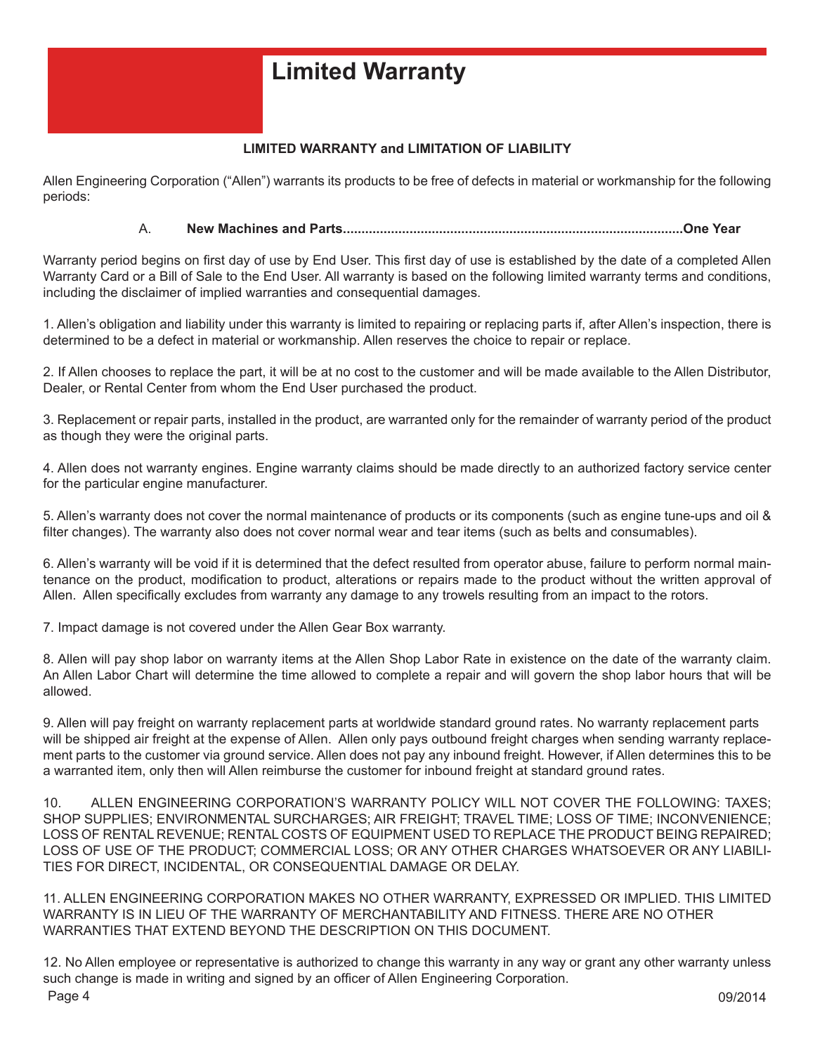# Limited Warranty

**LIMITED WARRANTY and LIMITATION OF LIABILITY**

Allen Engineering Corporation ("Allen") warrants its products to be free of defects in material or workmanship for the following periods:

A. **New Machines and Parts..........................................................................................One Year**

Warranty period begins on first day of use by End User. This first day of use is established by the date of a completed Allen Warranty Card or a Bill of Sale to the End User. All warranty is based on the following limited warranty terms and conditions, including the disclaimer of implied warranties and consequential damages.

1. Allen's obligation and liability under this warranty is limited to repairing or replacing parts if, after Allen's inspection, there is determined to be a defect in material or workmanship. Allen reserves the choice to repair or replace.

2. If Allen chooses to replace the part, it will be at no cost to the customer and will be made available to the Allen Distributor, Dealer, or Rental Center from whom the End User purchased the product.

3. Replacement or repair parts, installed in the product, are warranted only for the remainder of warranty period of the product as though they were the original parts.

4. Allen does not warranty engines. Engine warranty claims should be made directly to an authorized factory service center for the particular engine manufacturer.

5. Allen's warranty does not cover the normal maintenance of products or its components (such as engine tune-ups and oil & filter changes). The warranty also does not cover normal wear and tear items (such as belts and consumables).

6. Allen's warranty will be void if it is determined that the defect resulted from operator abuse, failure to perform normal maintenance on the product, modification to product, alterations or repairs made to the product without the written approval of Allen. Allen specifically excludes from warranty any damage to any trowels resulting from an impact to the rotors.

7. Impact damage is not covered under the Allen Gear Box warranty.

8. Allen will pay shop labor on warranty items at the Allen Shop Labor Rate in existence on the date of the warranty claim. An Allen Labor Chart will determine the time allowed to complete a repair and will govern the shop labor hours that will be allowed.

9. Allen will pay freight on warranty replacement parts at worldwide standard ground rates. No warranty replacement parts will be shipped air freight at the expense of Allen. Allen only pays outbound freight charges when sending warranty replacement parts to the customer via ground service. Allen does not pay any inbound freight. However, if Allen determines this to be a warranted item, only then will Allen reimburse the customer for inbound freight at standard ground rates.

10. ALLEN ENGINEERING CORPORATION'S WARRANTY POLICY WILL NOT COVER THE FOLLOWING: TAXES; SHOP SUPPLIES; ENVIRONMENTAL SURCHARGES; AIR FREIGHT; TRAVEL TIME; LOSS OF TIME; INCONVENIENCE; LOSS OF RENTAL REVENUE; RENTAL COSTS OF EQUIPMENT USED TO REPLACE THE PRODUCT BEING REPAIRED; LOSS OF USE OF THE PRODUCT; COMMERCIAL LOSS; OR ANY OTHER CHARGES WHATSOEVER OR ANY LIABILITIES FOR DIRECT, INCIDENTAL, OR CONSEQUENTIAL DAMAGE OR DELAY.

11. ALLEN ENGINEERING CORPORATION MAKES NO OTHER WARRANTY, EXPRESSED OR IMPLIED. THIS LIMITED WARRANTY IS IN LIEU OF THE WARRANTY OF MERCHANTABILITY AND FITNESS. THERE ARE NO OTHER WARRANTIES THAT EXTEND BEYOND THE DESCRIPTION ON THIS DOCUMENT.

12. No Allen employee or representative is authorized to change this warranty in any way or grant any other warranty unless such change is made in writing and signed by an officer of Allen Engineering Corporation.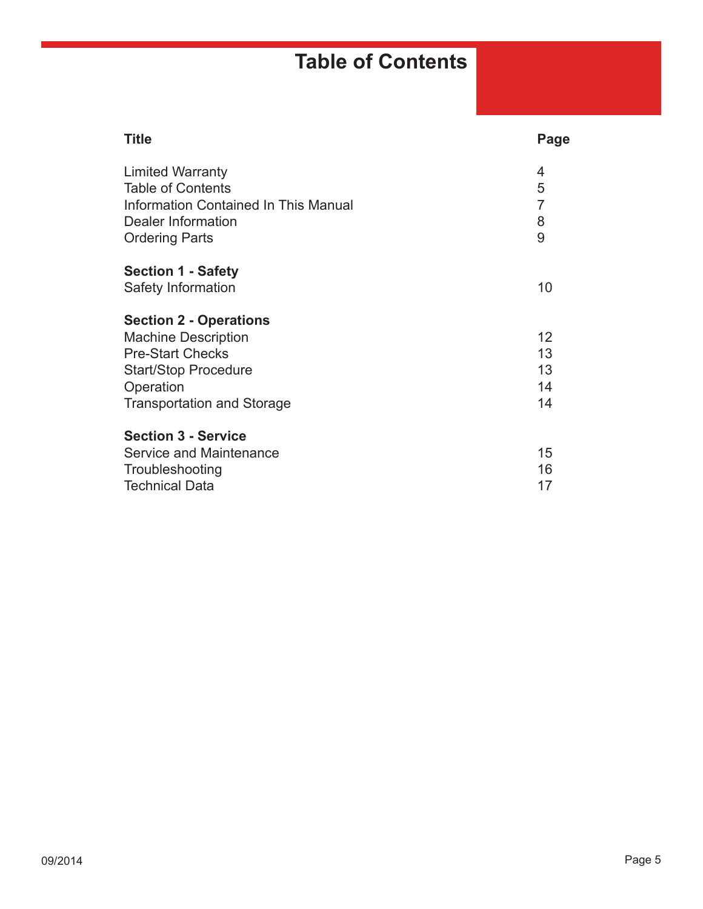# Table of Contents

| Title | Page |
|---|---|
| Limited Warranty | 4 |
| Table of Contents | 5 |
| Information Contained In This Manual | 7 |
| Dealer Information | 8 |
| Ordering Parts | 9 |
| **Section 1 - Safety** | |
| Safety Information | 10 |
| **Section 2 - Operations** | |
| Machine Description | 12 |
| Pre-Start Checks | 13 |
| Start/Stop Procedure | 13 |
| Operation | 14 |
| Transportation and Storage | 14 |
| **Section 3 - Service** | |
| Service and Maintenance | 15 |
| Troubleshooting | 16 |
| Technical Data | 17 |

09/2014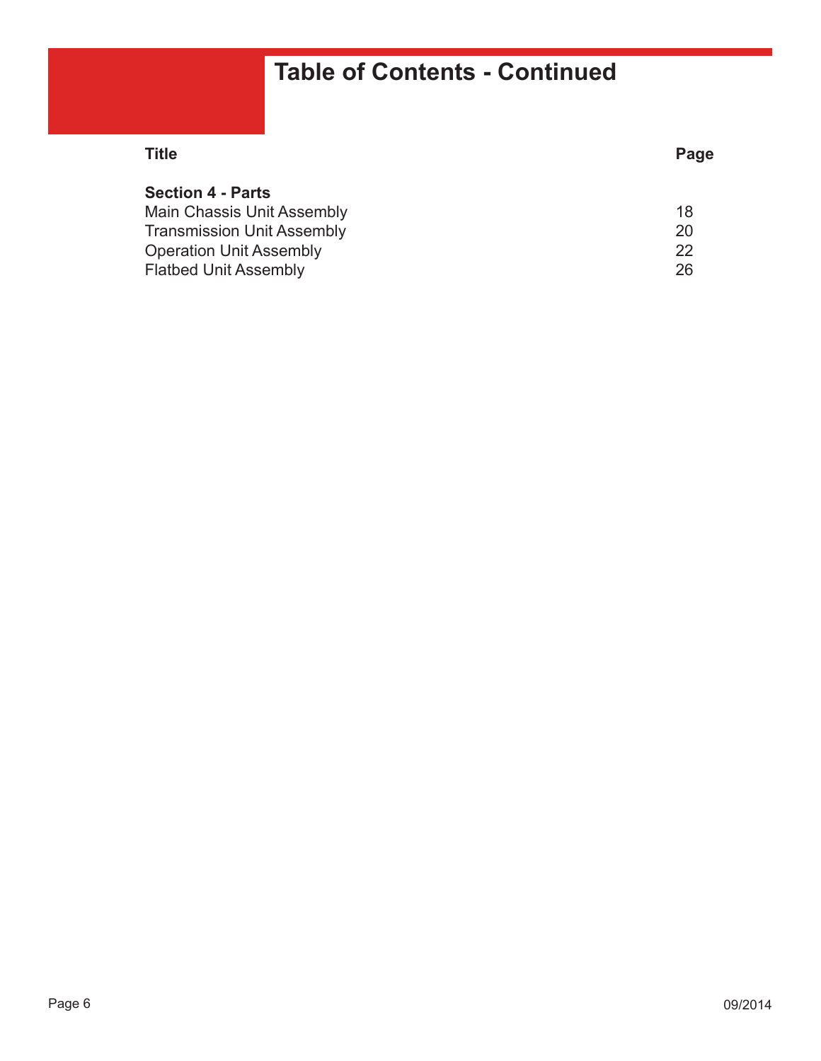# Table of Contents - Continued

| Title | Page |
|---|---|
| **Section 4 - Parts** | |
| Main Chassis Unit Assembly | 18 |
| Transmission Unit Assembly | 20 |
| Operation Unit Assembly | 22 |
| Flatbed Unit Assembly | 26 |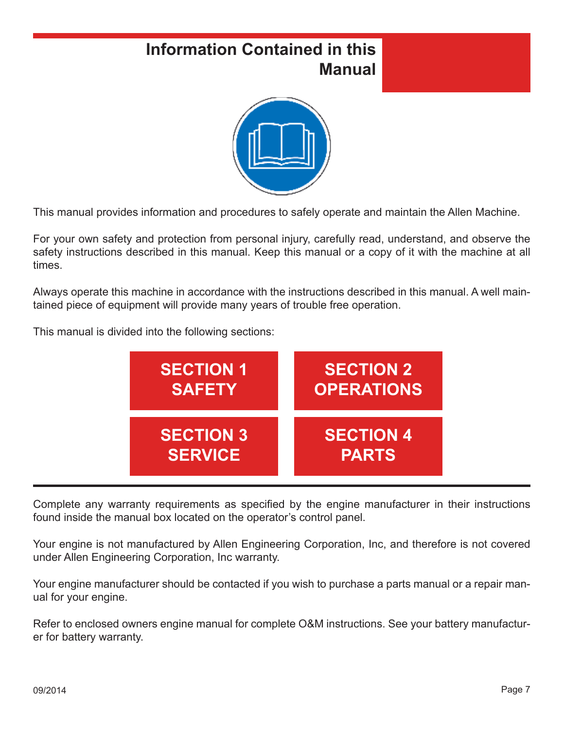# Information Contained in this Manual

This manual provides information and procedures to safely operate and maintain the Allen Machine.

For your own safety and protection from personal injury, carefully read, understand, and observe the safety instructions described in this manual. Keep this manual or a copy of it with the machine at all times.

Always operate this machine in accordance with the instructions described in this manual. A well maintained piece of equipment will provide many years of trouble free operation.

This manual is divided into the following sections:

- **SECTION 1 SAFETY**
- **SECTION 2 OPERATIONS**
- **SECTION 3 SERVICE**
- **SECTION 4 PARTS**

---

Complete any warranty requirements as specified by the engine manufacturer in their instructions found inside the manual box located on the operator's control panel.

Your engine is not manufactured by Allen Engineering Corporation, Inc, and therefore is not covered under Allen Engineering Corporation, Inc warranty.

Your engine manufacturer should be contacted if you wish to purchase a parts manual or a repair manual for your engine.

Refer to enclosed owners engine manual for complete O&M instructions. See your battery manufacturer for battery warranty.

09/2014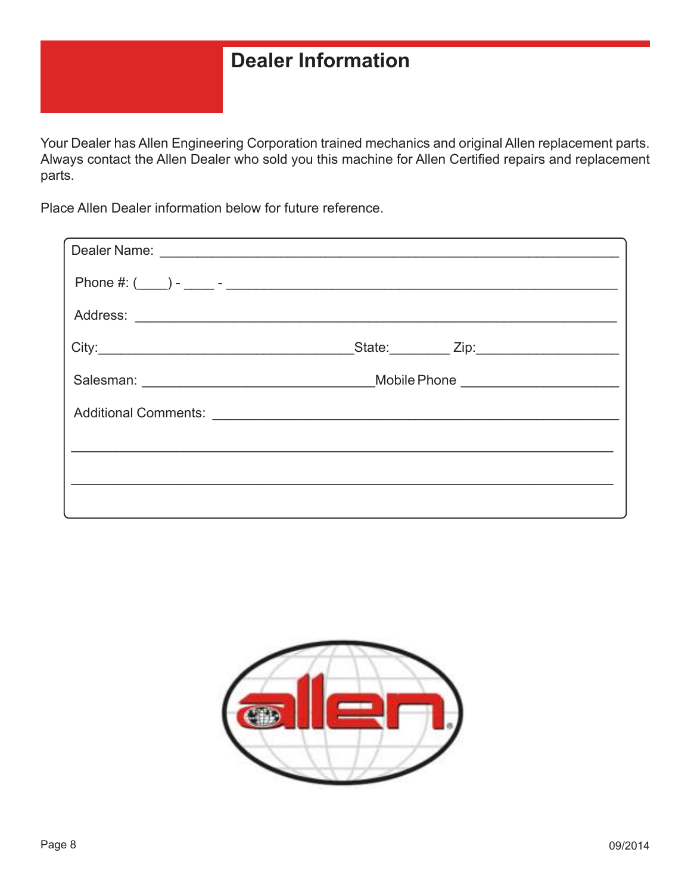# Dealer Information

Your Dealer has Allen Engineering Corporation trained mechanics and original Allen replacement parts. Always contact the Allen Dealer who sold you this machine for Allen Certified repairs and replacement parts.

Place Allen Dealer information below for future reference.

Dealer Name: ____________________________________________________________

Phone #: (____) - ____ - ____________________________________________________

Address: ________________________________________________________________

City:_________________________________State:________ Zip:___________________

Salesman: ______________________________Mobile Phone _____________________

Additional Comments: _____________________________________________________

______________________________________________________________________

______________________________________________________________________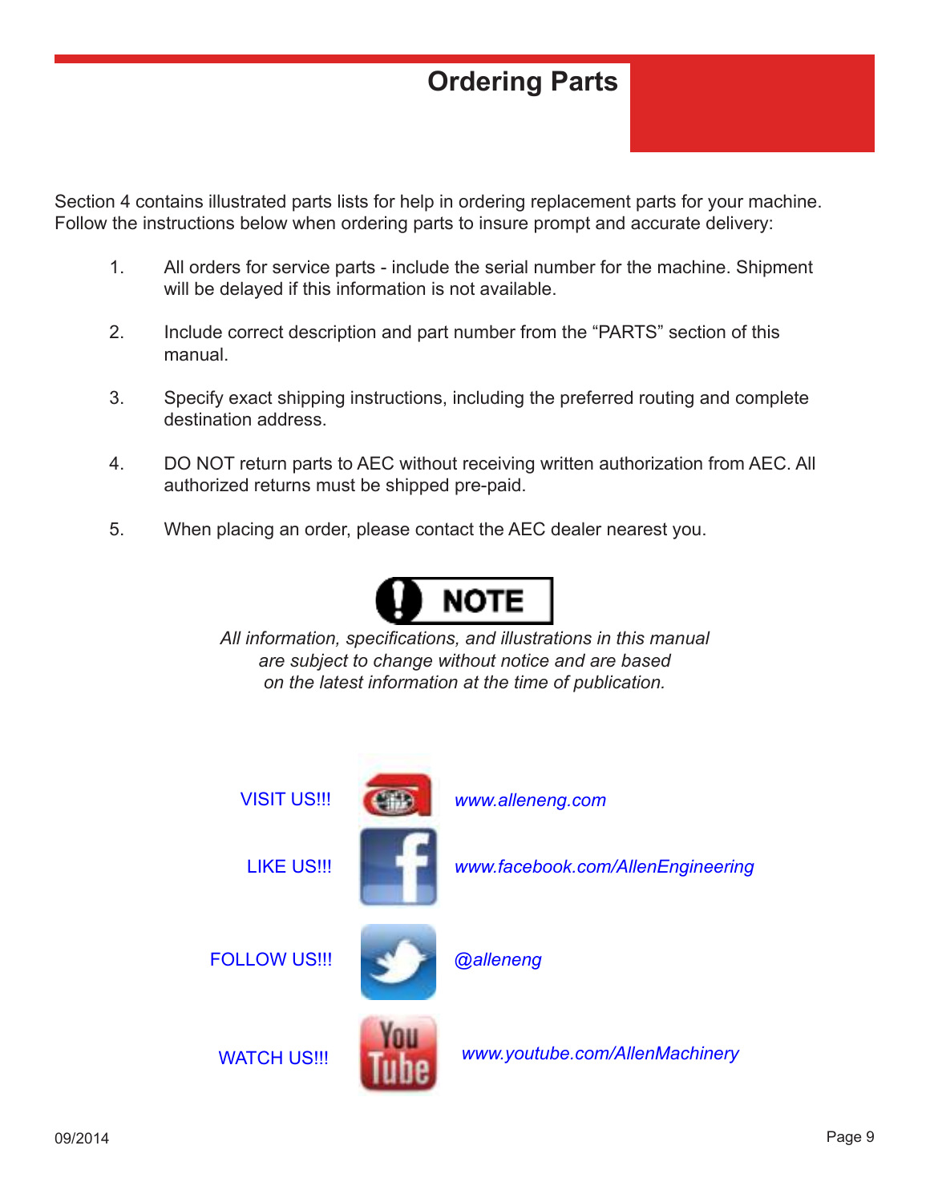# Ordering Parts

Section 4 contains illustrated parts lists for help in ordering replacement parts for your machine. Follow the instructions below when ordering parts to insure prompt and accurate delivery:

1. All orders for service parts - include the serial number for the machine. Shipment will be delayed if this information is not available.
2. Include correct description and part number from the “PARTS” section of this manual.
3. Specify exact shipping instructions, including the preferred routing and complete destination address.
4. DO NOT return parts to AEC without receiving written authorization from AEC. All authorized returns must be shipped pre-paid.
5. When placing an order, please contact the AEC dealer nearest you.

**NOTE**

*All information, specifications, and illustrations in this manual are subject to change without notice and are based on the latest information at the time of publication.*

VISIT US!!! *www.alleneng.com*

LIKE US!!! *www.facebook.com/AllenEngineering*

FOLLOW US!!! *@alleneng*

WATCH US!!! *www.youtube.com/AllenMachinery*

09/2014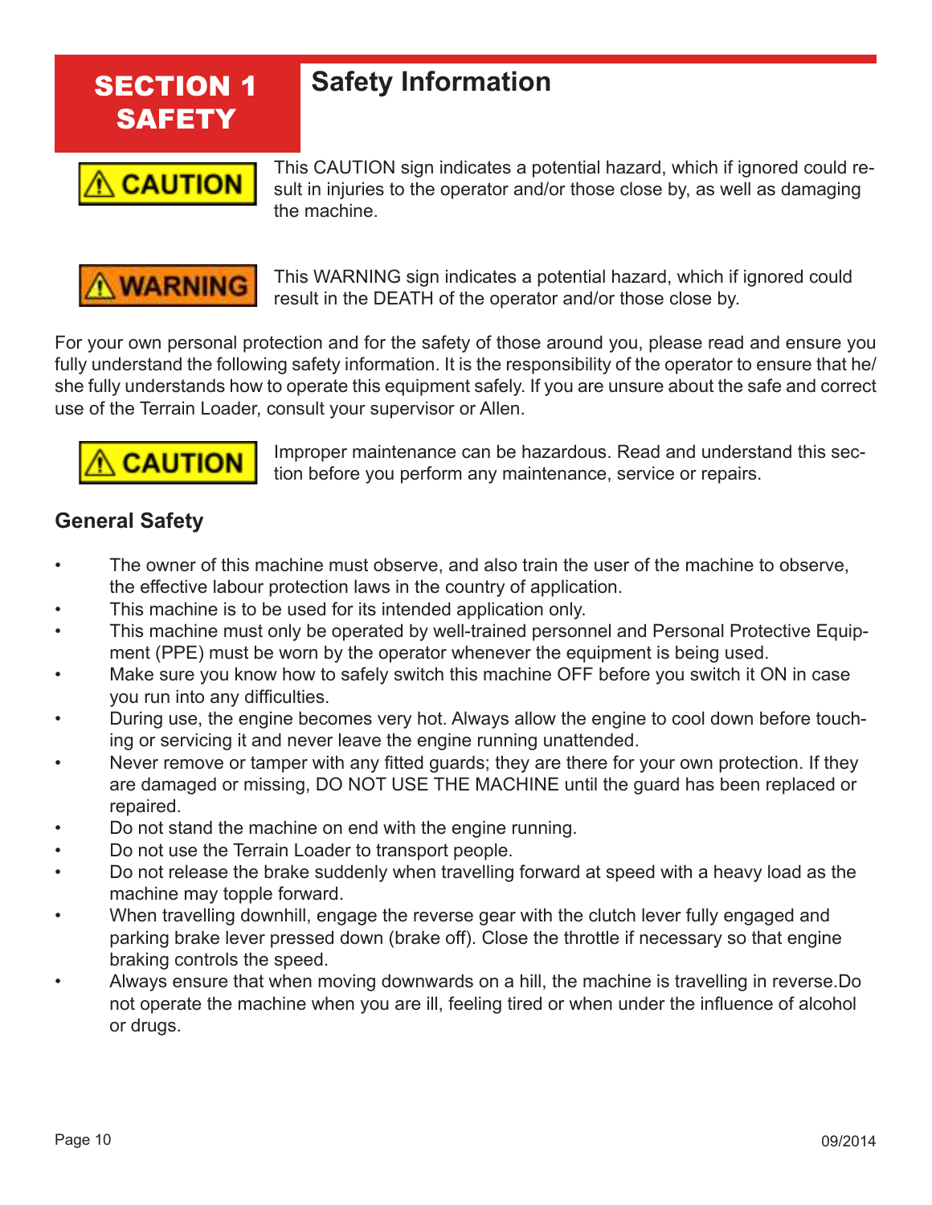# SECTION 1 SAFETY

## Safety Information

**⚠ CAUTION** This CAUTION sign indicates a potential hazard, which if ignored could result in injuries to the operator and/or those close by, as well as damaging the machine.

**⚠ WARNING** This WARNING sign indicates a potential hazard, which if ignored could result in the DEATH of the operator and/or those close by.

For your own personal protection and for the safety of those around you, please read and ensure you fully understand the following safety information. It is the responsibility of the operator to ensure that he/she fully understands how to operate this equipment safely. If you are unsure about the safe and correct use of the Terrain Loader, consult your supervisor or Allen.

**⚠ CAUTION** Improper maintenance can be hazardous. Read and understand this section before you perform any maintenance, service or repairs.

### General Safety

- The owner of this machine must observe, and also train the user of the machine to observe, the effective labour protection laws in the country of application.
- This machine is to be used for its intended application only.
- This machine must only be operated by well-trained personnel and Personal Protective Equipment (PPE) must be worn by the operator whenever the equipment is being used.
- Make sure you know how to safely switch this machine OFF before you switch it ON in case you run into any difficulties.
- During use, the engine becomes very hot. Always allow the engine to cool down before touching or servicing it and never leave the engine running unattended.
- Never remove or tamper with any fitted guards; they are there for your own protection. If they are damaged or missing, DO NOT USE THE MACHINE until the guard has been replaced or repaired.
- Do not stand the machine on end with the engine running.
- Do not use the Terrain Loader to transport people.
- Do not release the brake suddenly when travelling forward at speed with a heavy load as the machine may topple forward.
- When travelling downhill, engage the reverse gear with the clutch lever fully engaged and parking brake lever pressed down (brake off). Close the throttle if necessary so that engine braking controls the speed.
- Always ensure that when moving downwards on a hill, the machine is travelling in reverse.Do not operate the machine when you are ill, feeling tired or when under the influence of alcohol or drugs.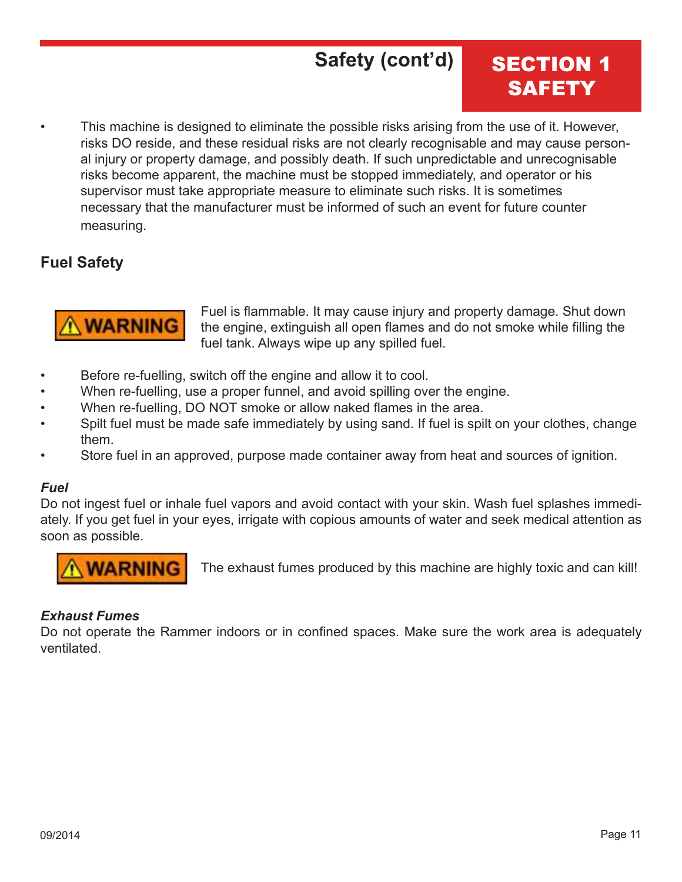- This machine is designed to eliminate the possible risks arising from the use of it. However, risks DO reside, and these residual risks are not clearly recognisable and may cause personal injury or property damage, and possibly death. If such unpredictable and unrecognisable risks become apparent, the machine must be stopped immediately, and operator or his supervisor must take appropriate measure to eliminate such risks. It is sometimes necessary that the manufacturer must be informed of such an event for future counter measuring.

## Fuel Safety

**⚠WARNING** Fuel is flammable. It may cause injury and property damage. Shut down the engine, extinguish all open flames and do not smoke while filling the fuel tank. Always wipe up any spilled fuel.

- Before re-fuelling, switch off the engine and allow it to cool.
- When re-fuelling, use a proper funnel, and avoid spilling over the engine.
- When re-fuelling, DO NOT smoke or allow naked flames in the area.
- Spilt fuel must be made safe immediately by using sand. If fuel is spilt on your clothes, change them.
- Store fuel in an approved, purpose made container away from heat and sources of ignition.

***Fuel***

Do not ingest fuel or inhale fuel vapors and avoid contact with your skin. Wash fuel splashes immediately. If you get fuel in your eyes, irrigate with copious amounts of water and seek medical attention as soon as possible.

**⚠WARNING** The exhaust fumes produced by this machine are highly toxic and can kill!

***Exhaust Fumes***

Do not operate the Rammer indoors or in confined spaces. Make sure the work area is adequately ventilated.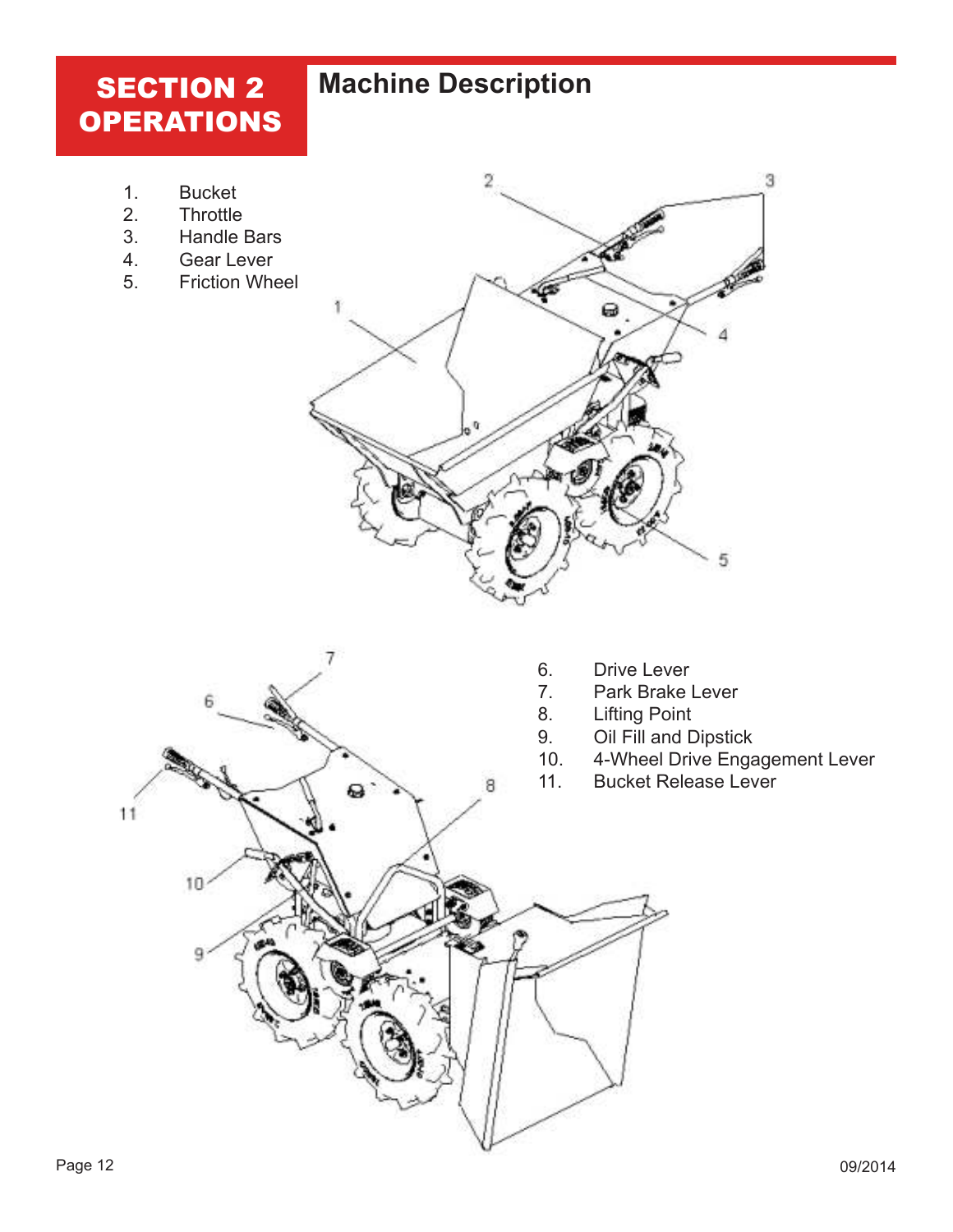# SECTION 2 OPERATIONS

## Machine Description

1. Bucket
2. Throttle
3. Handle Bars
4. Gear Lever
5. Friction Wheel

6. Drive Lever
7. Park Brake Lever
8. Lifting Point
9. Oil Fill and Dipstick
10. 4-Wheel Drive Engagement Lever
11. Bucket Release Lever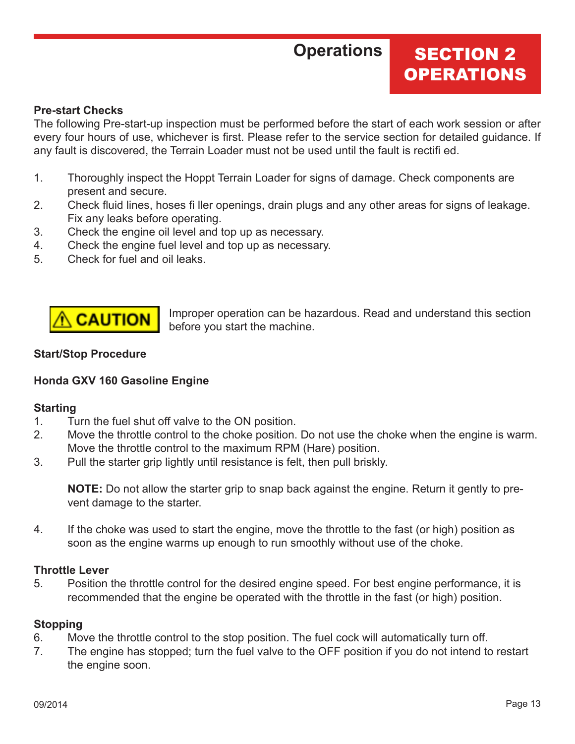# Operations

# SECTION 2 OPERATIONS

**Pre-start Checks**

The following Pre-start-up inspection must be performed before the start of each work session or after every four hours of use, whichever is first. Please refer to the service section for detailed guidance. If any fault is discovered, the Terrain Loader must not be used until the fault is rectifi ed.

1. Thoroughly inspect the Hoppt Terrain Loader for signs of damage. Check components are present and secure.
2. Check fluid lines, hoses fi ller openings, drain plugs and any other areas for signs of leakage. Fix any leaks before operating.
3. Check the engine oil level and top up as necessary.
4. Check the engine fuel level and top up as necessary.
5. Check for fuel and oil leaks.

**⚠ CAUTION** Improper operation can be hazardous. Read and understand this section before you start the machine.

**Start/Stop Procedure**

**Honda GXV 160 Gasoline Engine**

**Starting**

1. Turn the fuel shut off valve to the ON position.
2. Move the throttle control to the choke position. Do not use the choke when the engine is warm. Move the throttle control to the maximum RPM (Hare) position.
3. Pull the starter grip lightly until resistance is felt, then pull briskly.

   **NOTE:** Do not allow the starter grip to snap back against the engine. Return it gently to prevent damage to the starter.

4. If the choke was used to start the engine, move the throttle to the fast (or high) position as soon as the engine warms up enough to run smoothly without use of the choke.

**Throttle Lever**

5. Position the throttle control for the desired engine speed. For best engine performance, it is recommended that the engine be operated with the throttle in the fast (or high) position.

**Stopping**

6. Move the throttle control to the stop position. The fuel cock will automatically turn off.
7. The engine has stopped; turn the fuel valve to the OFF position if you do not intend to restart the engine soon.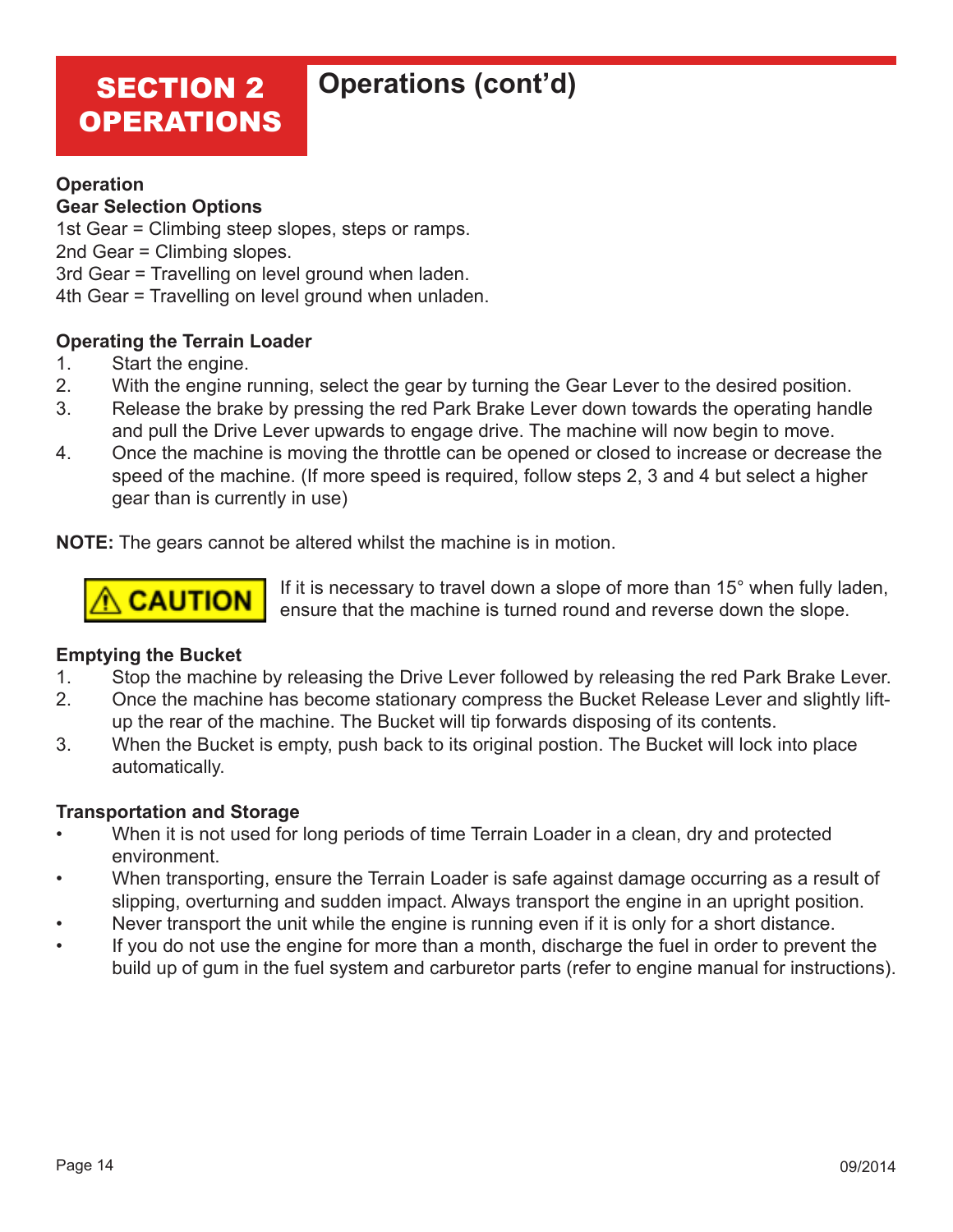# SECTION 2 OPERATIONS

## Operations (cont'd)

**Operation**

**Gear Selection Options**

1st Gear = Climbing steep slopes, steps or ramps.
2nd Gear = Climbing slopes.
3rd Gear = Travelling on level ground when laden.
4th Gear = Travelling on level ground when unladen.

**Operating the Terrain Loader**

1. Start the engine.
2. With the engine running, select the gear by turning the Gear Lever to the desired position.
3. Release the brake by pressing the red Park Brake Lever down towards the operating handle and pull the Drive Lever upwards to engage drive. The machine will now begin to move.
4. Once the machine is moving the throttle can be opened or closed to increase or decrease the speed of the machine. (If more speed is required, follow steps 2, 3 and 4 but select a higher gear than is currently in use)

**NOTE:** The gears cannot be altered whilst the machine is in motion.

**⚠ CAUTION** If it is necessary to travel down a slope of more than 15° when fully laden, ensure that the machine is turned round and reverse down the slope.

**Emptying the Bucket**

1. Stop the machine by releasing the Drive Lever followed by releasing the red Park Brake Lever.
2. Once the machine has become stationary compress the Bucket Release Lever and slightly lift-up the rear of the machine. The Bucket will tip forwards disposing of its contents.
3. When the Bucket is empty, push back to its original postion. The Bucket will lock into place automatically.

**Transportation and Storage**

- When it is not used for long periods of time Terrain Loader in a clean, dry and protected environment.
- When transporting, ensure the Terrain Loader is safe against damage occurring as a result of slipping, overturning and sudden impact. Always transport the engine in an upright position.
- Never transport the unit while the engine is running even if it is only for a short distance.
- If you do not use the engine for more than a month, discharge the fuel in order to prevent the build up of gum in the fuel system and carburetor parts (refer to engine manual for instructions).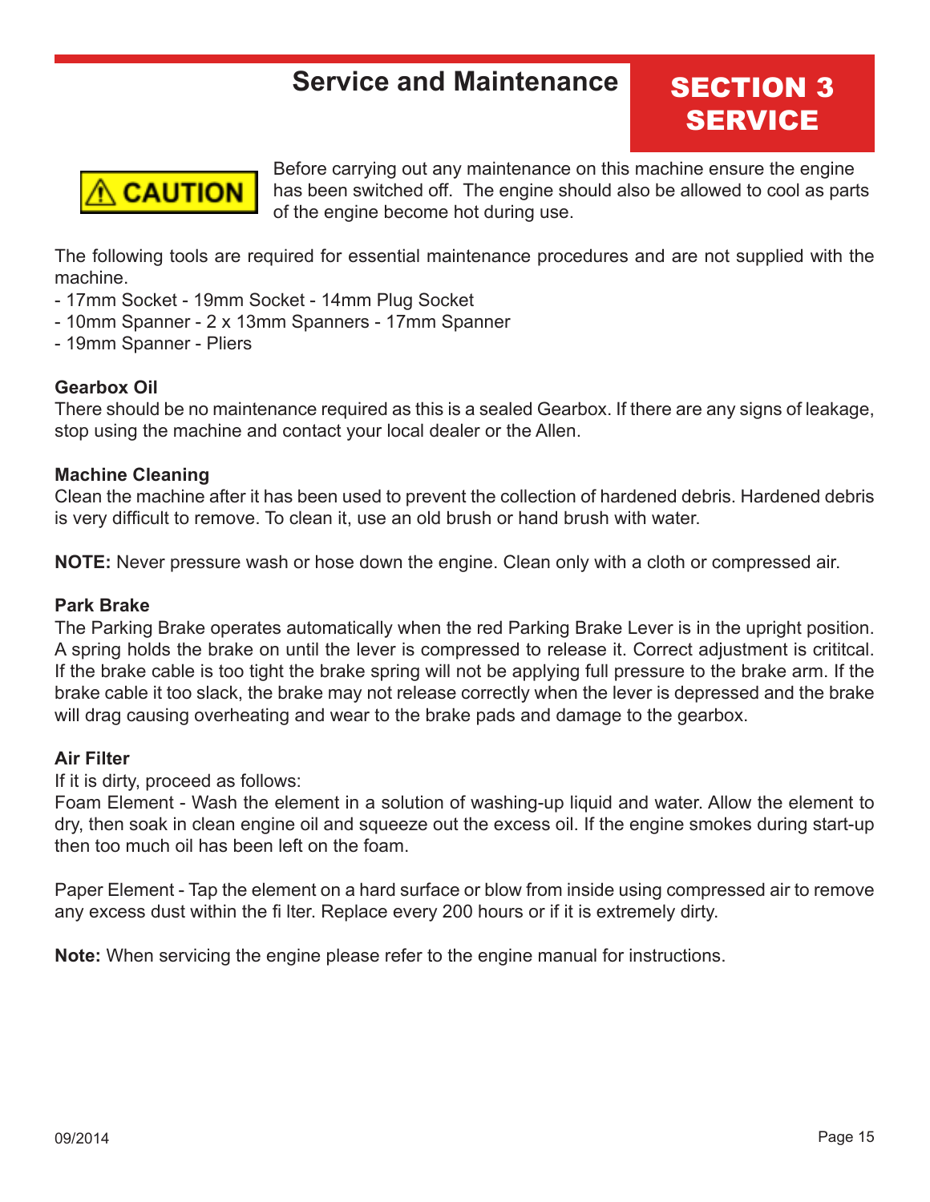# Service and Maintenance

## SECTION 3 SERVICE

**⚠ CAUTION** Before carrying out any maintenance on this machine ensure the engine has been switched off. The engine should also be allowed to cool as parts of the engine become hot during use.

The following tools are required for essential maintenance procedures and are not supplied with the machine.

- 17mm Socket - 19mm Socket - 14mm Plug Socket
- 10mm Spanner - 2 x 13mm Spanners - 17mm Spanner
- 19mm Spanner - Pliers

### Gearbox Oil

There should be no maintenance required as this is a sealed Gearbox. If there are any signs of leakage, stop using the machine and contact your local dealer or the Allen.

### Machine Cleaning

Clean the machine after it has been used to prevent the collection of hardened debris. Hardened debris is very difficult to remove. To clean it, use an old brush or hand brush with water.

**NOTE:** Never pressure wash or hose down the engine. Clean only with a cloth or compressed air.

### Park Brake

The Parking Brake operates automatically when the red Parking Brake Lever is in the upright position. A spring holds the brake on until the lever is compressed to release it. Correct adjustment is crititcal. If the brake cable is too tight the brake spring will not be applying full pressure to the brake arm. If the brake cable it too slack, the brake may not release correctly when the lever is depressed and the brake will drag causing overheating and wear to the brake pads and damage to the gearbox.

### Air Filter

If it is dirty, proceed as follows:

Foam Element - Wash the element in a solution of washing-up liquid and water. Allow the element to dry, then soak in clean engine oil and squeeze out the excess oil. If the engine smokes during start-up then too much oil has been left on the foam.

Paper Element - Tap the element on a hard surface or blow from inside using compressed air to remove any excess dust within the fi lter. Replace every 200 hours or if it is extremely dirty.

**Note:** When servicing the engine please refer to the engine manual for instructions.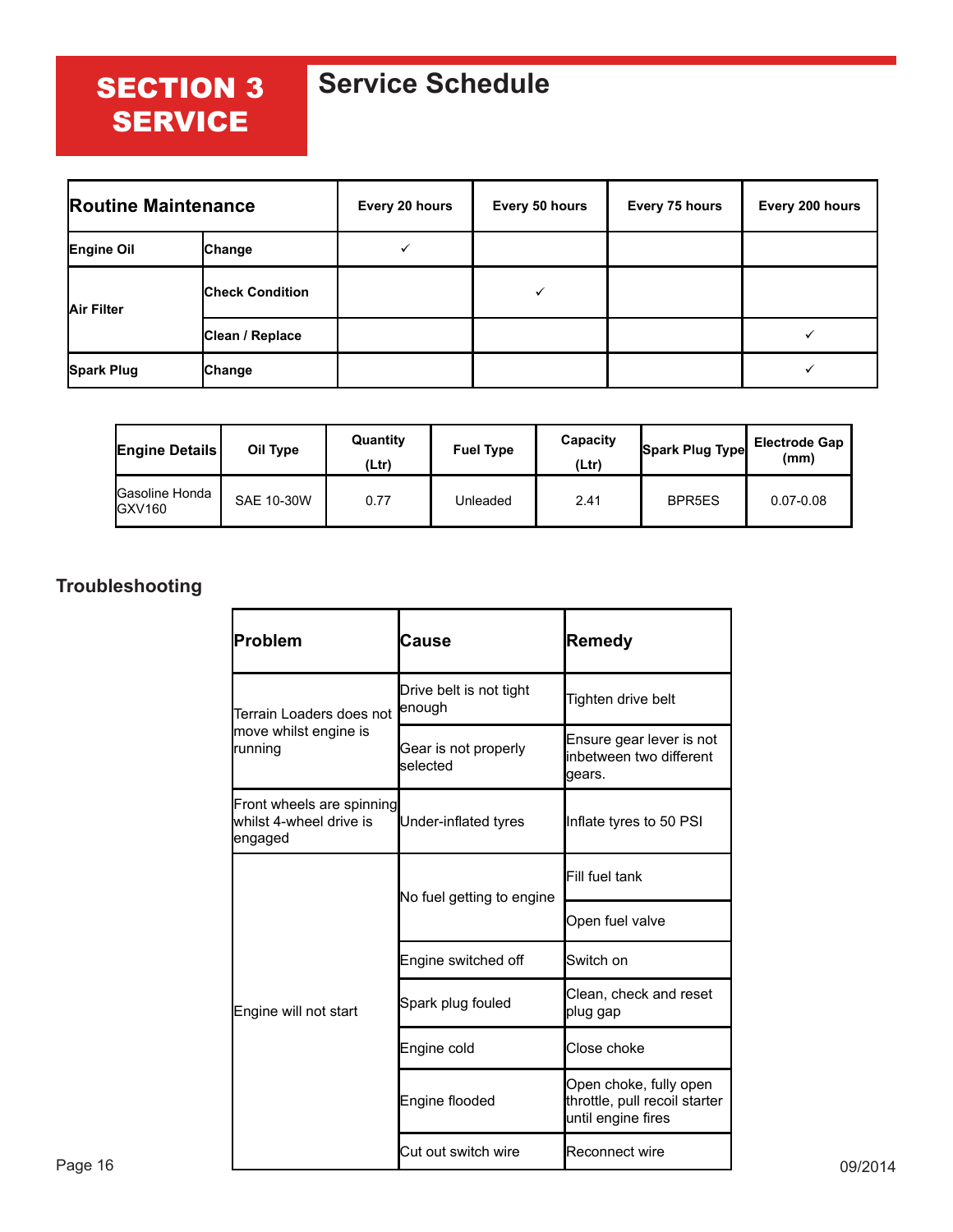# SECTION 3 SERVICE

## Service Schedule

| Routine Maintenance | | Every 20 hours | Every 50 hours | Every 75 hours | Every 200 hours |
|---|---|---|---|---|---|
| **Engine Oil** | **Change** | ✓ | | | |
| **Air Filter** | **Check Condition** | | ✓ | | |
| | **Clean / Replace** | | | | ✓ |
| **Spark Plug** | **Change** | | | | ✓ |

| Engine Details | Oil Type | Quantity (Ltr) | Fuel Type | Capacity (Ltr) | Spark Plug Type | Electrode Gap (mm) |
|---|---|---|---|---|---|---|
| Gasoline Honda GXV160 | SAE 10-30W | 0.77 | Unleaded | 2.41 | BPR5ES | 0.07-0.08 |

## Troubleshooting

| Problem | Cause | Remedy |
|---|---|---|
| Terrain Loaders does not move whilst engine is running | Drive belt is not tight enough | Tighten drive belt |
| | Gear is not properly selected | Ensure gear lever is not inbetween two different gears. |
| Front wheels are spinning whilst 4-wheel drive is engaged | Under-inflated tyres | Inflate tyres to 50 PSI |
| Engine will not start | No fuel getting to engine | Fill fuel tank |
| | | Open fuel valve |
| | Engine switched off | Switch on |
| | Spark plug fouled | Clean, check and reset plug gap |
| | Engine cold | Close choke |
| | Engine flooded | Open choke, fully open throttle, pull recoil starter until engine fires |
| | Cut out switch wire | Reconnect wire |

09/2014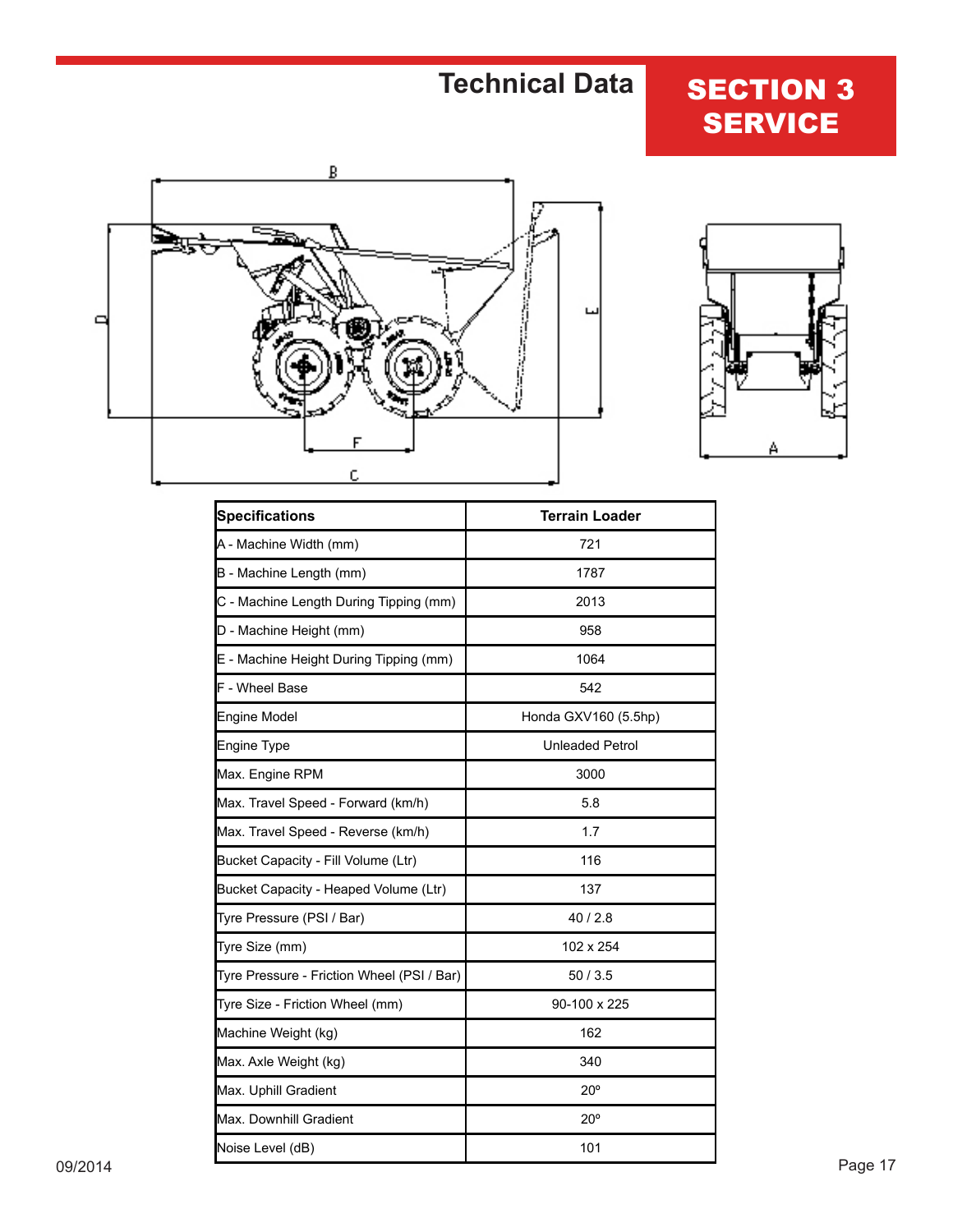# Technical Data

## SECTION 3 SERVICE

| Specifications | Terrain Loader |
|---|---|
| A - Machine Width (mm) | 721 |
| B - Machine Length (mm) | 1787 |
| C - Machine Length During Tipping (mm) | 2013 |
| D - Machine Height (mm) | 958 |
| E - Machine Height During Tipping (mm) | 1064 |
| F - Wheel Base | 542 |
| Engine Model | Honda GXV160 (5.5hp) |
| Engine Type | Unleaded Petrol |
| Max. Engine RPM | 3000 |
| Max. Travel Speed - Forward (km/h) | 5.8 |
| Max. Travel Speed - Reverse (km/h) | 1.7 |
| Bucket Capacity - Fill Volume (Ltr) | 116 |
| Bucket Capacity - Heaped Volume (Ltr) | 137 |
| Tyre Pressure (PSI / Bar) | 40 / 2.8 |
| Tyre Size (mm) | 102 x 254 |
| Tyre Pressure - Friction Wheel (PSI / Bar) | 50 / 3.5 |
| Tyre Size - Friction Wheel (mm) | 90-100 x 225 |
| Machine Weight (kg) | 162 |
| Max. Axle Weight (kg) | 340 |
| Max. Uphill Gradient | 20º |
| Max. Downhill Gradient | 20º |
| Noise Level (dB) | 101 |

09/2014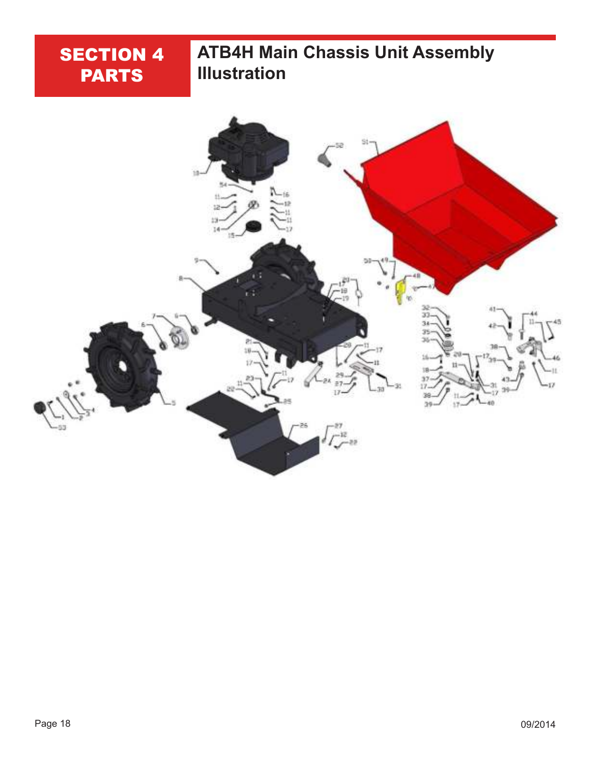# SECTION 4 PARTS

## ATB4H Main Chassis Unit Assembly Illustration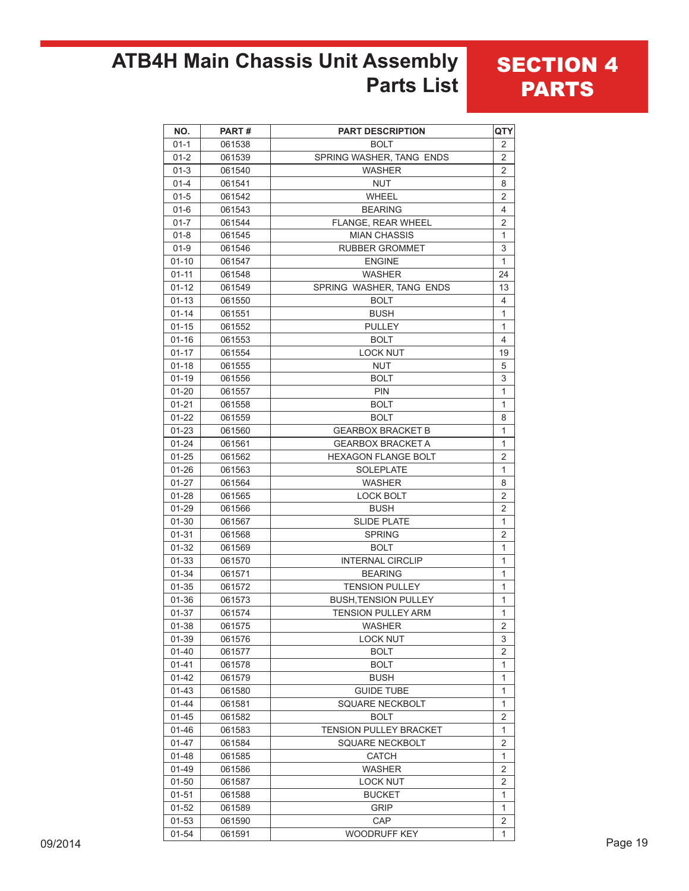# ATB4H Main Chassis Unit Assembly Parts List

## SECTION 4 PARTS

| NO. | PART # | PART DESCRIPTION | QTY |
|---|---|---|---|
| 01-1 | 061538 | BOLT | 2 |
| 01-2 | 061539 | SPRING WASHER, TANG ENDS | 2 |
| 01-3 | 061540 | WASHER | 2 |
| 01-4 | 061541 | NUT | 8 |
| 01-5 | 061542 | WHEEL | 2 |
| 01-6 | 061543 | BEARING | 4 |
| 01-7 | 061544 | FLANGE, REAR WHEEL | 2 |
| 01-8 | 061545 | MIAN CHASSIS | 1 |
| 01-9 | 061546 | RUBBER GROMMET | 3 |
| 01-10 | 061547 | ENGINE | 1 |
| 01-11 | 061548 | WASHER | 24 |
| 01-12 | 061549 | SPRING WASHER, TANG ENDS | 13 |
| 01-13 | 061550 | BOLT | 4 |
| 01-14 | 061551 | BUSH | 1 |
| 01-15 | 061552 | PULLEY | 1 |
| 01-16 | 061553 | BOLT | 4 |
| 01-17 | 061554 | LOCK NUT | 19 |
| 01-18 | 061555 | NUT | 5 |
| 01-19 | 061556 | BOLT | 3 |
| 01-20 | 061557 | PIN | 1 |
| 01-21 | 061558 | BOLT | 1 |
| 01-22 | 061559 | BOLT | 8 |
| 01-23 | 061560 | GEARBOX BRACKET B | 1 |
| 01-24 | 061561 | GEARBOX BRACKET A | 1 |
| 01-25 | 061562 | HEXAGON FLANGE BOLT | 2 |
| 01-26 | 061563 | SOLEPLATE | 1 |
| 01-27 | 061564 | WASHER | 8 |
| 01-28 | 061565 | LOCK BOLT | 2 |
| 01-29 | 061566 | BUSH | 2 |
| 01-30 | 061567 | SLIDE PLATE | 1 |
| 01-31 | 061568 | SPRING | 2 |
| 01-32 | 061569 | BOLT | 1 |
| 01-33 | 061570 | INTERNAL CIRCLIP | 1 |
| 01-34 | 061571 | BEARING | 1 |
| 01-35 | 061572 | TENSION PULLEY | 1 |
| 01-36 | 061573 | BUSH,TENSION PULLEY | 1 |
| 01-37 | 061574 | TENSION PULLEY ARM | 1 |
| 01-38 | 061575 | WASHER | 2 |
| 01-39 | 061576 | LOCK NUT | 3 |
| 01-40 | 061577 | BOLT | 2 |
| 01-41 | 061578 | BOLT | 1 |
| 01-42 | 061579 | BUSH | 1 |
| 01-43 | 061580 | GUIDE TUBE | 1 |
| 01-44 | 061581 | SQUARE NECKBOLT | 1 |
| 01-45 | 061582 | BOLT | 2 |
| 01-46 | 061583 | TENSION PULLEY BRACKET | 1 |
| 01-47 | 061584 | SQUARE NECKBOLT | 2 |
| 01-48 | 061585 | CATCH | 1 |
| 01-49 | 061586 | WASHER | 2 |
| 01-50 | 061587 | LOCK NUT | 2 |
| 01-51 | 061588 | BUCKET | 1 |
| 01-52 | 061589 | GRIP | 1 |
| 01-53 | 061590 | CAP | 2 |
| 01-54 | 061591 | WOODRUFF KEY | 1 |

09/2014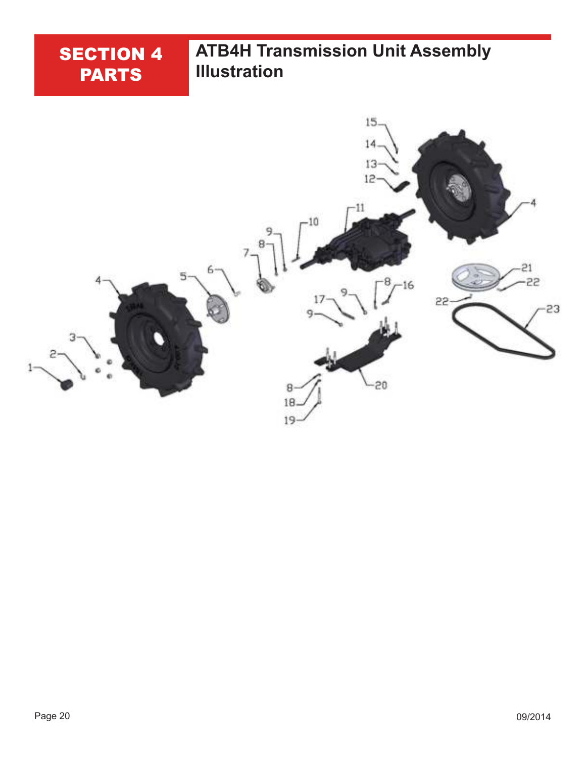# SECTION 4 PARTS

## ATB4H Transmission Unit Assembly Illustration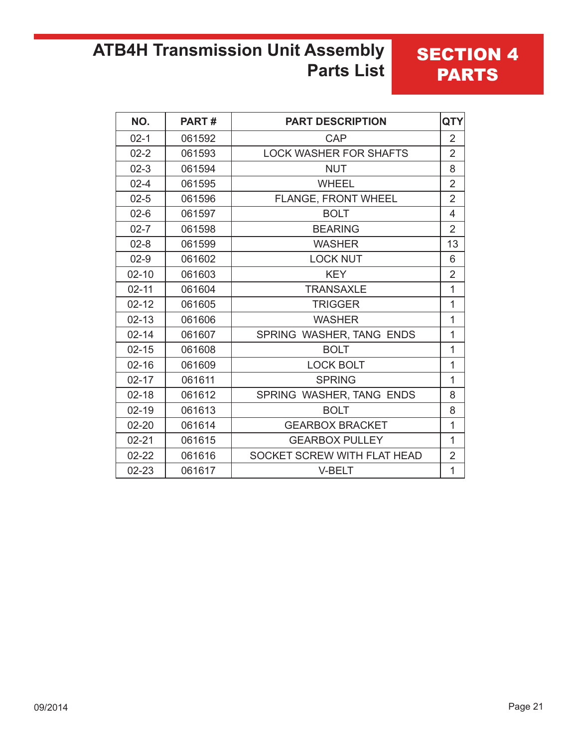# ATB4H Transmission Unit Assembly Parts List

## SECTION 4 PARTS

| NO. | PART # | PART DESCRIPTION | QTY |
|---|---|---|---|
| 02-1 | 061592 | CAP | 2 |
| 02-2 | 061593 | LOCK WASHER FOR SHAFTS | 2 |
| 02-3 | 061594 | NUT | 8 |
| 02-4 | 061595 | WHEEL | 2 |
| 02-5 | 061596 | FLANGE, FRONT WHEEL | 2 |
| 02-6 | 061597 | BOLT | 4 |
| 02-7 | 061598 | BEARING | 2 |
| 02-8 | 061599 | WASHER | 13 |
| 02-9 | 061602 | LOCK NUT | 6 |
| 02-10 | 061603 | KEY | 2 |
| 02-11 | 061604 | TRANSAXLE | 1 |
| 02-12 | 061605 | TRIGGER | 1 |
| 02-13 | 061606 | WASHER | 1 |
| 02-14 | 061607 | SPRING WASHER, TANG ENDS | 1 |
| 02-15 | 061608 | BOLT | 1 |
| 02-16 | 061609 | LOCK BOLT | 1 |
| 02-17 | 061611 | SPRING | 1 |
| 02-18 | 061612 | SPRING WASHER, TANG ENDS | 8 |
| 02-19 | 061613 | BOLT | 8 |
| 02-20 | 061614 | GEARBOX BRACKET | 1 |
| 02-21 | 061615 | GEARBOX PULLEY | 1 |
| 02-22 | 061616 | SOCKET SCREW WITH FLAT HEAD | 2 |
| 02-23 | 061617 | V-BELT | 1 |

09/2014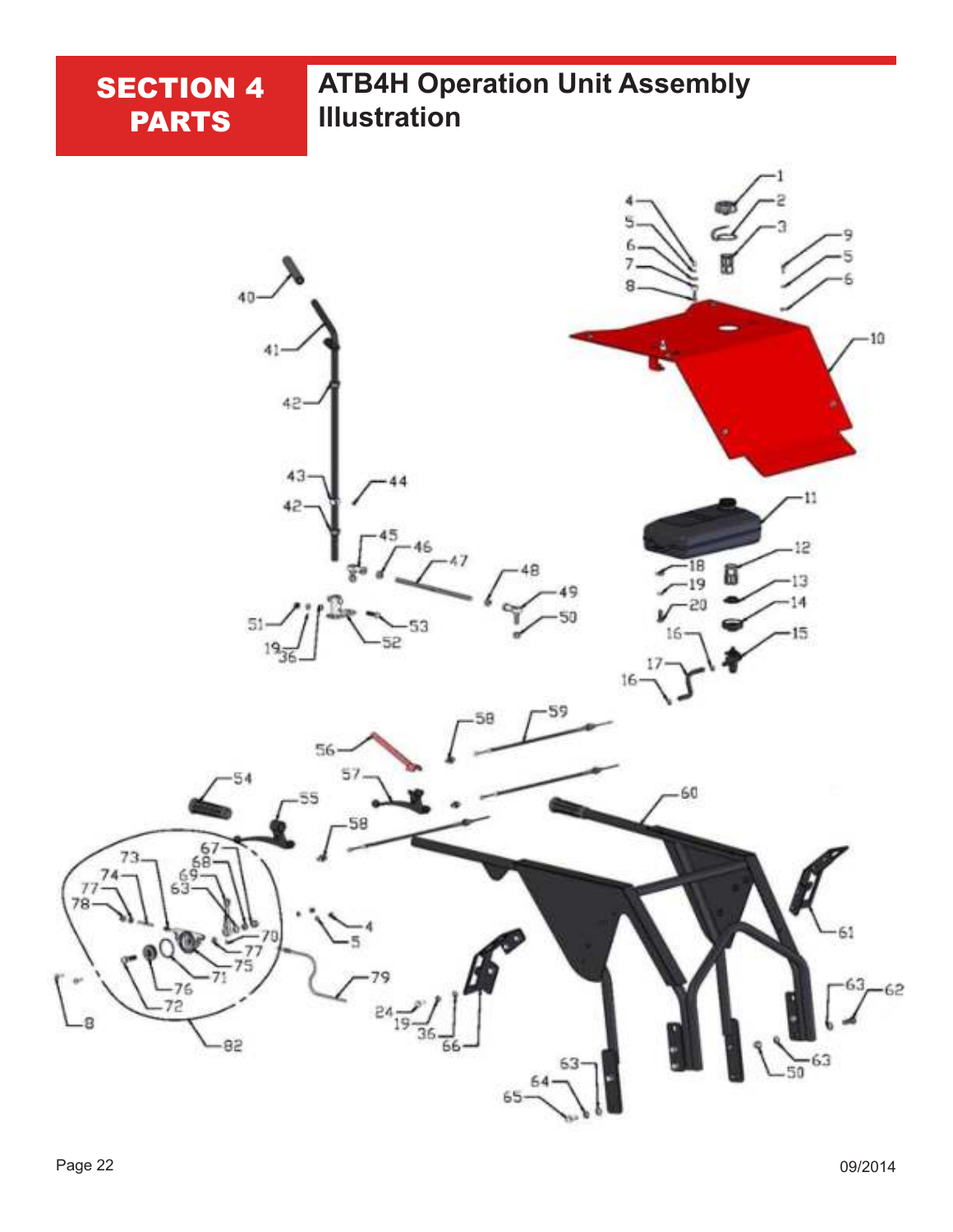# SECTION 4 PARTS

## ATB4H Operation Unit Assembly Illustration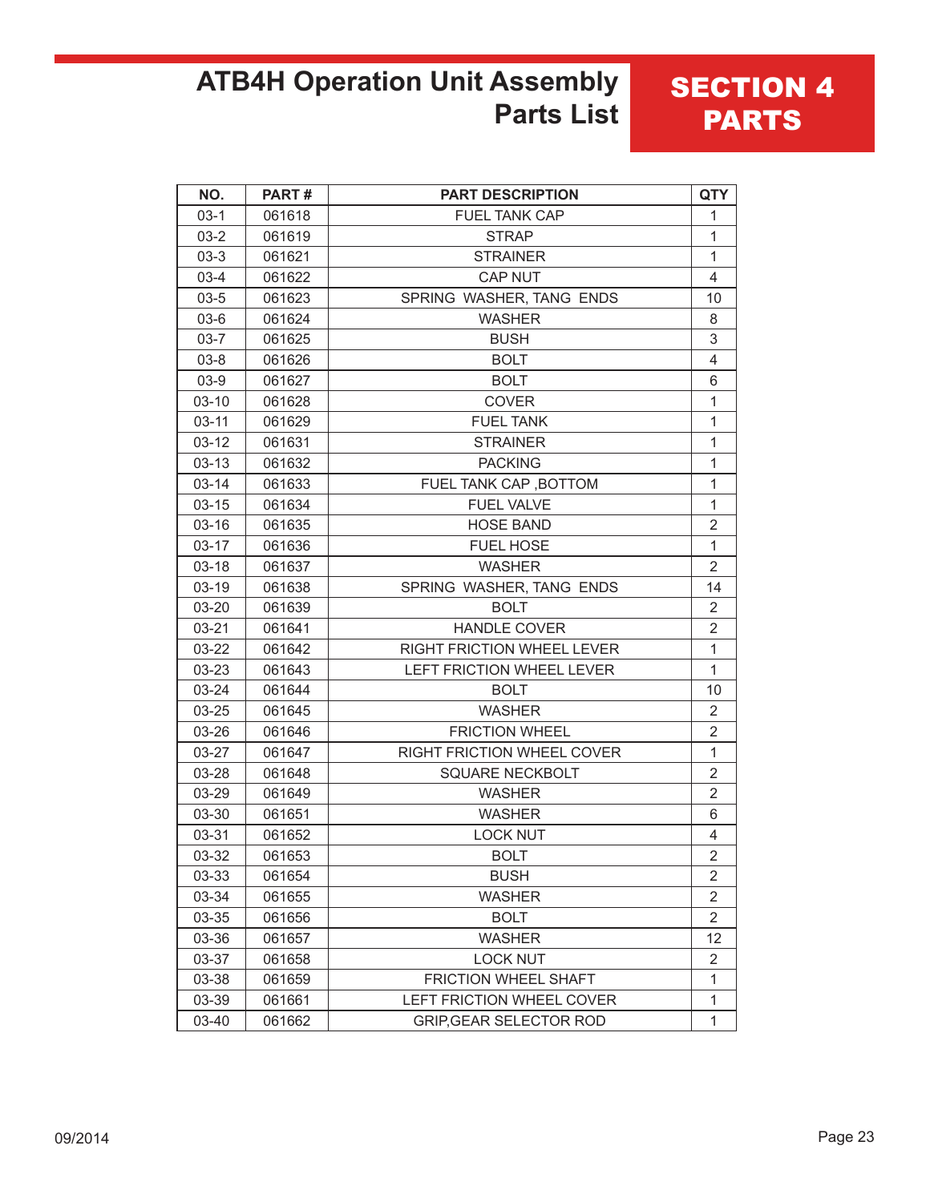# ATB4H Operation Unit Assembly Parts List

## SECTION 4 PARTS

| NO. | PART # | PART DESCRIPTION | QTY |
|---|---|---|---|
| 03-1 | 061618 | FUEL TANK CAP | 1 |
| 03-2 | 061619 | STRAP | 1 |
| 03-3 | 061621 | STRAINER | 1 |
| 03-4 | 061622 | CAP NUT | 4 |
| 03-5 | 061623 | SPRING WASHER, TANG ENDS | 10 |
| 03-6 | 061624 | WASHER | 8 |
| 03-7 | 061625 | BUSH | 3 |
| 03-8 | 061626 | BOLT | 4 |
| 03-9 | 061627 | BOLT | 6 |
| 03-10 | 061628 | COVER | 1 |
| 03-11 | 061629 | FUEL TANK | 1 |
| 03-12 | 061631 | STRAINER | 1 |
| 03-13 | 061632 | PACKING | 1 |
| 03-14 | 061633 | FUEL TANK CAP ,BOTTOM | 1 |
| 03-15 | 061634 | FUEL VALVE | 1 |
| 03-16 | 061635 | HOSE BAND | 2 |
| 03-17 | 061636 | FUEL HOSE | 1 |
| 03-18 | 061637 | WASHER | 2 |
| 03-19 | 061638 | SPRING WASHER, TANG ENDS | 14 |
| 03-20 | 061639 | BOLT | 2 |
| 03-21 | 061641 | HANDLE COVER | 2 |
| 03-22 | 061642 | RIGHT FRICTION WHEEL LEVER | 1 |
| 03-23 | 061643 | LEFT FRICTION WHEEL LEVER | 1 |
| 03-24 | 061644 | BOLT | 10 |
| 03-25 | 061645 | WASHER | 2 |
| 03-26 | 061646 | FRICTION WHEEL | 2 |
| 03-27 | 061647 | RIGHT FRICTION WHEEL COVER | 1 |
| 03-28 | 061648 | SQUARE NECKBOLT | 2 |
| 03-29 | 061649 | WASHER | 2 |
| 03-30 | 061651 | WASHER | 6 |
| 03-31 | 061652 | LOCK NUT | 4 |
| 03-32 | 061653 | BOLT | 2 |
| 03-33 | 061654 | BUSH | 2 |
| 03-34 | 061655 | WASHER | 2 |
| 03-35 | 061656 | BOLT | 2 |
| 03-36 | 061657 | WASHER | 12 |
| 03-37 | 061658 | LOCK NUT | 2 |
| 03-38 | 061659 | FRICTION WHEEL SHAFT | 1 |
| 03-39 | 061661 | LEFT FRICTION WHEEL COVER | 1 |
| 03-40 | 061662 | GRIP,GEAR SELECTOR ROD | 1 |

09/2014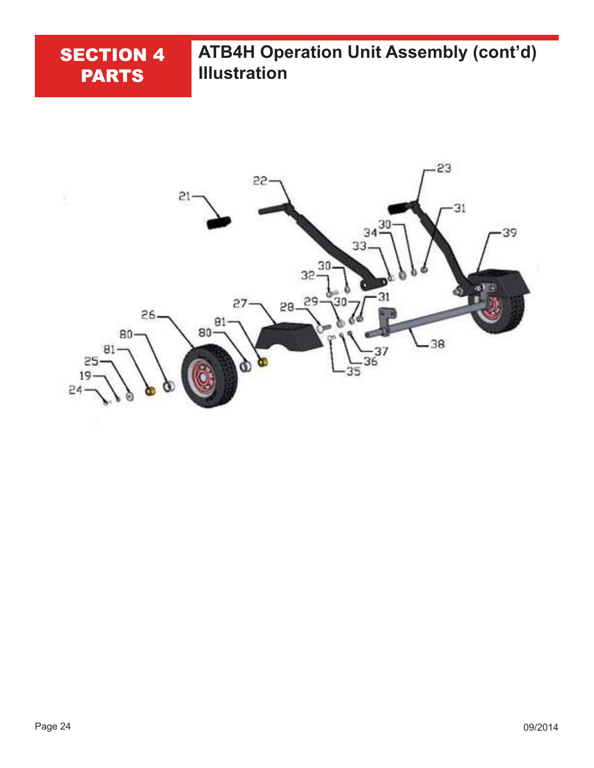# SECTION 4 PARTS

## ATB4H Operation Unit Assembly (cont'd) Illustration

23
22
21
31
39
30
34
33
30
32
31
29
30
27
28
26
81
80
80
37
38
81
25
36
35
19
24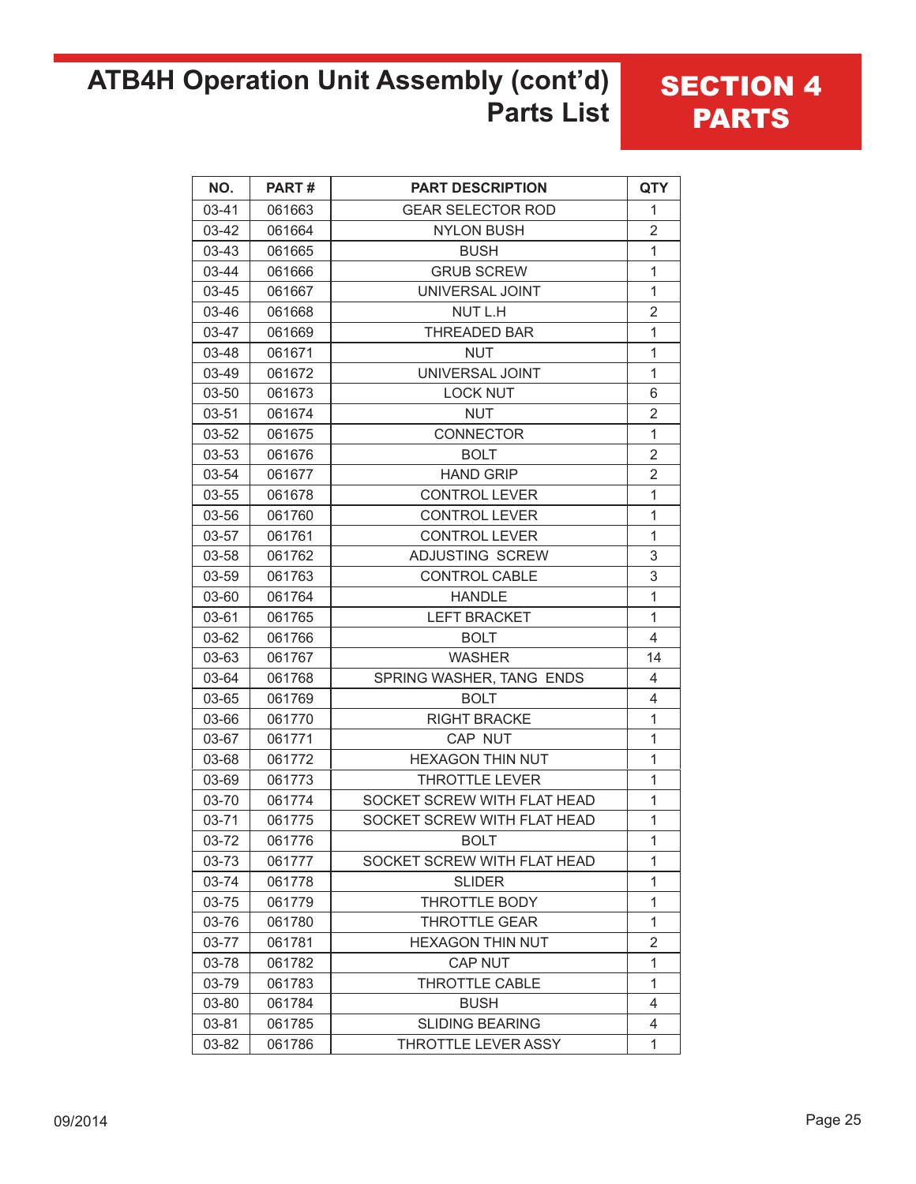# ATB4H Operation Unit Assembly (cont'd) Parts List

## SECTION 4 PARTS

| NO. | PART # | PART DESCRIPTION | QTY |
|---|---|---|---|
| 03-41 | 061663 | GEAR SELECTOR ROD | 1 |
| 03-42 | 061664 | NYLON BUSH | 2 |
| 03-43 | 061665 | BUSH | 1 |
| 03-44 | 061666 | GRUB SCREW | 1 |
| 03-45 | 061667 | UNIVERSAL JOINT | 1 |
| 03-46 | 061668 | NUT L.H | 2 |
| 03-47 | 061669 | THREADED BAR | 1 |
| 03-48 | 061671 | NUT | 1 |
| 03-49 | 061672 | UNIVERSAL JOINT | 1 |
| 03-50 | 061673 | LOCK NUT | 6 |
| 03-51 | 061674 | NUT | 2 |
| 03-52 | 061675 | CONNECTOR | 1 |
| 03-53 | 061676 | BOLT | 2 |
| 03-54 | 061677 | HAND GRIP | 2 |
| 03-55 | 061678 | CONTROL LEVER | 1 |
| 03-56 | 061760 | CONTROL LEVER | 1 |
| 03-57 | 061761 | CONTROL LEVER | 1 |
| 03-58 | 061762 | ADJUSTING SCREW | 3 |
| 03-59 | 061763 | CONTROL CABLE | 3 |
| 03-60 | 061764 | HANDLE | 1 |
| 03-61 | 061765 | LEFT BRACKET | 1 |
| 03-62 | 061766 | BOLT | 4 |
| 03-63 | 061767 | WASHER | 14 |
| 03-64 | 061768 | SPRING WASHER, TANG ENDS | 4 |
| 03-65 | 061769 | BOLT | 4 |
| 03-66 | 061770 | RIGHT BRACKE | 1 |
| 03-67 | 061771 | CAP NUT | 1 |
| 03-68 | 061772 | HEXAGON THIN NUT | 1 |
| 03-69 | 061773 | THROTTLE LEVER | 1 |
| 03-70 | 061774 | SOCKET SCREW WITH FLAT HEAD | 1 |
| 03-71 | 061775 | SOCKET SCREW WITH FLAT HEAD | 1 |
| 03-72 | 061776 | BOLT | 1 |
| 03-73 | 061777 | SOCKET SCREW WITH FLAT HEAD | 1 |
| 03-74 | 061778 | SLIDER | 1 |
| 03-75 | 061779 | THROTTLE BODY | 1 |
| 03-76 | 061780 | THROTTLE GEAR | 1 |
| 03-77 | 061781 | HEXAGON THIN NUT | 2 |
| 03-78 | 061782 | CAP NUT | 1 |
| 03-79 | 061783 | THROTTLE CABLE | 1 |
| 03-80 | 061784 | BUSH | 4 |
| 03-81 | 061785 | SLIDING BEARING | 4 |
| 03-82 | 061786 | THROTTLE LEVER ASSY | 1 |

09/2014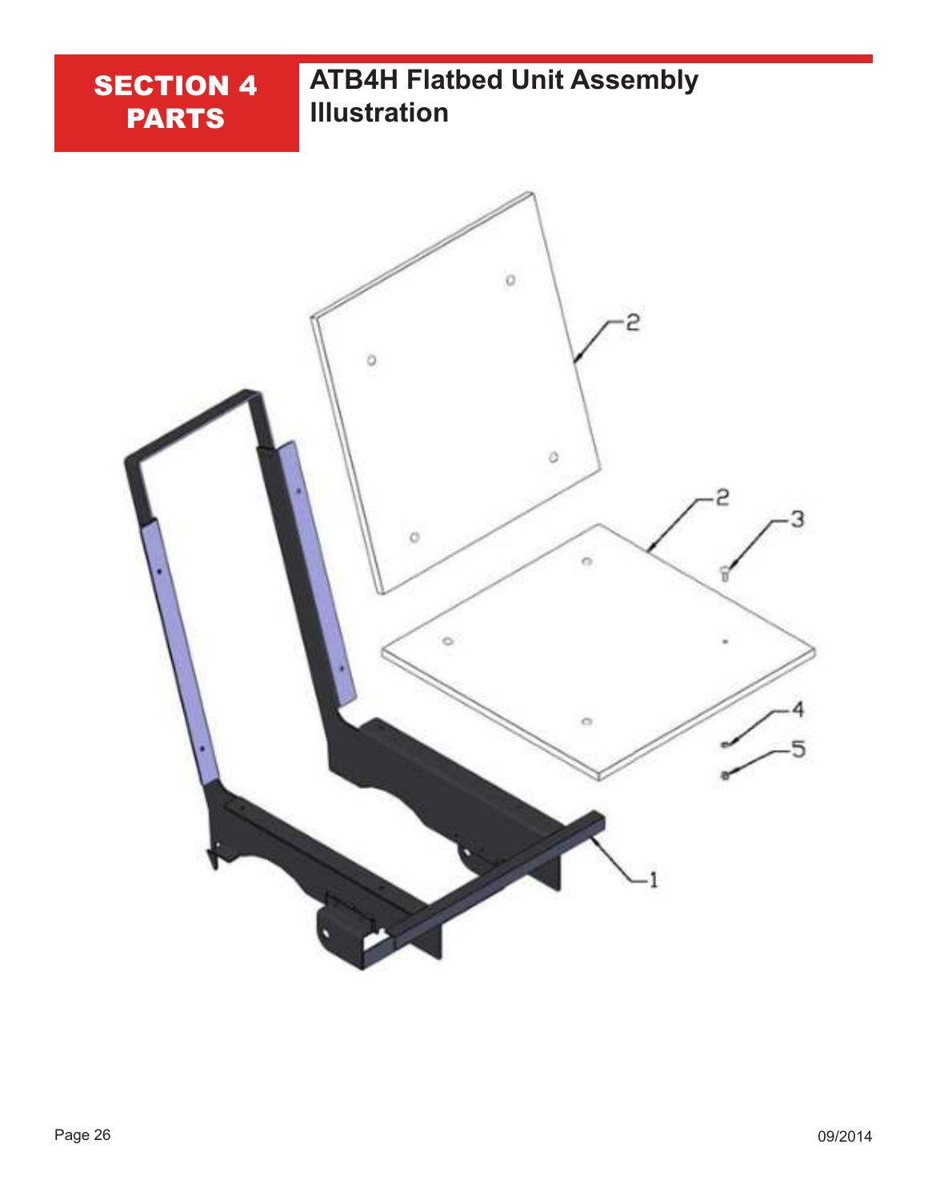# SECTION 4 PARTS

## ATB4H Flatbed Unit Assembly Illustration

2

2

3

4

5

1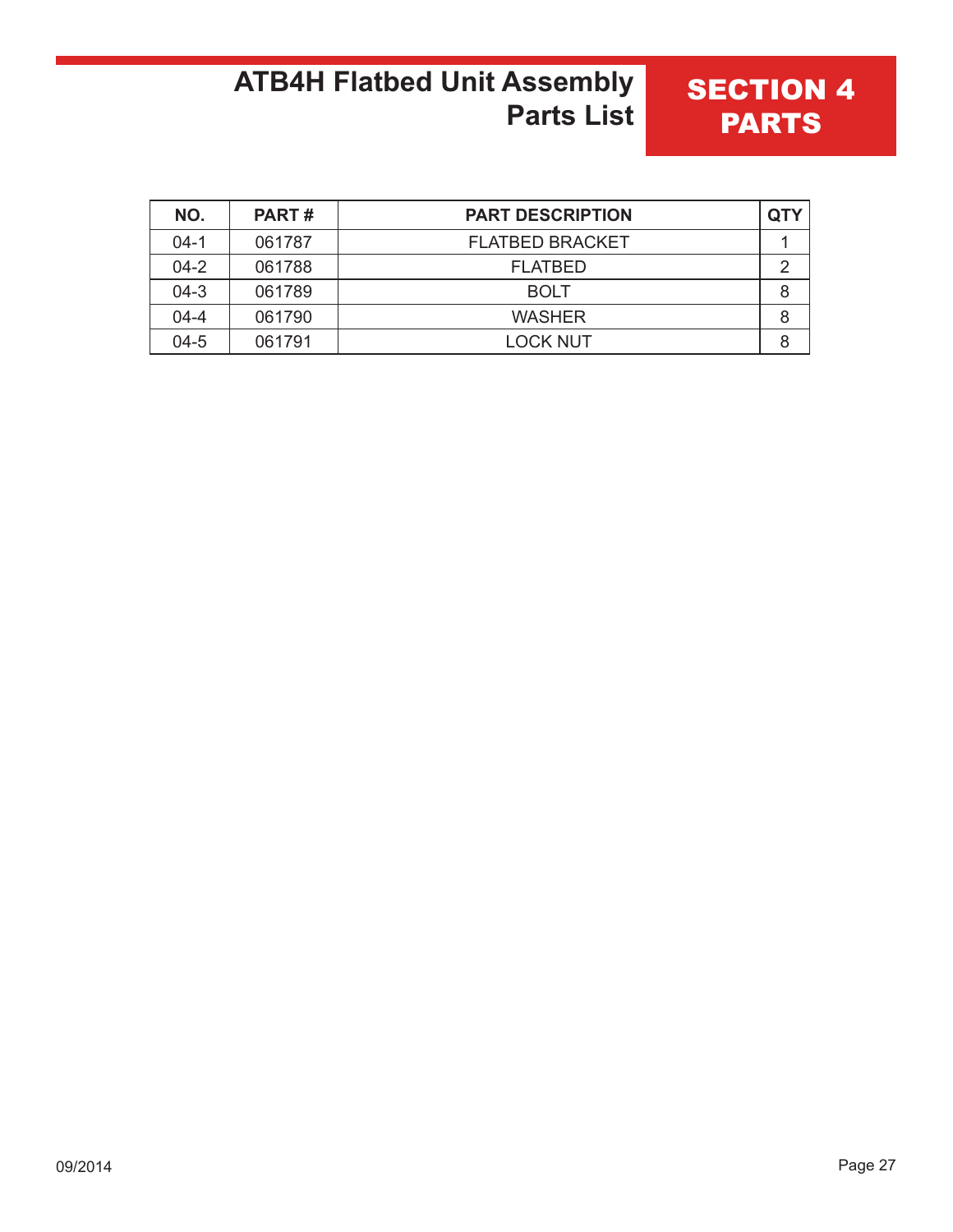# ATB4H Flatbed Unit Assembly Parts List

## SECTION 4 PARTS

| NO. | PART # | PART DESCRIPTION | QTY |
|---|---|---|---|
| 04-1 | 061787 | FLATBED BRACKET | 1 |
| 04-2 | 061788 | FLATBED | 2 |
| 04-3 | 061789 | BOLT | 8 |
| 04-4 | 061790 | WASHER | 8 |
| 04-5 | 061791 | LOCK NUT | 8 |

09/2014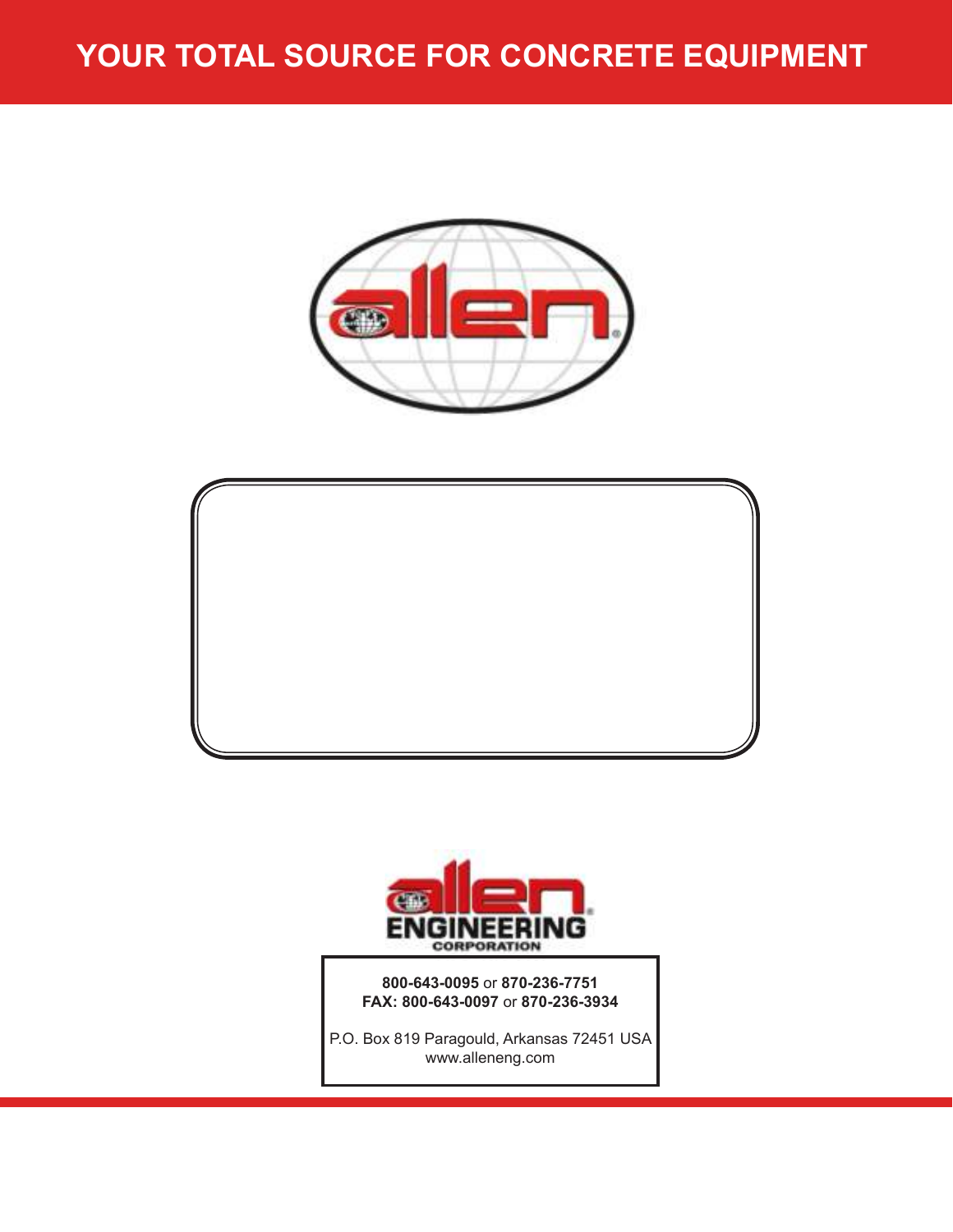# YOUR TOTAL SOURCE FOR CONCRETE EQUIPMENT

allen

allen ENGINEERING CORPORATION

**800-643-0095** or **870-236-7751**
**FAX: 800-643-0097** or **870-236-3934**

P.O. Box 819 Paragould, Arkansas 72451 USA
www.alleneng.com